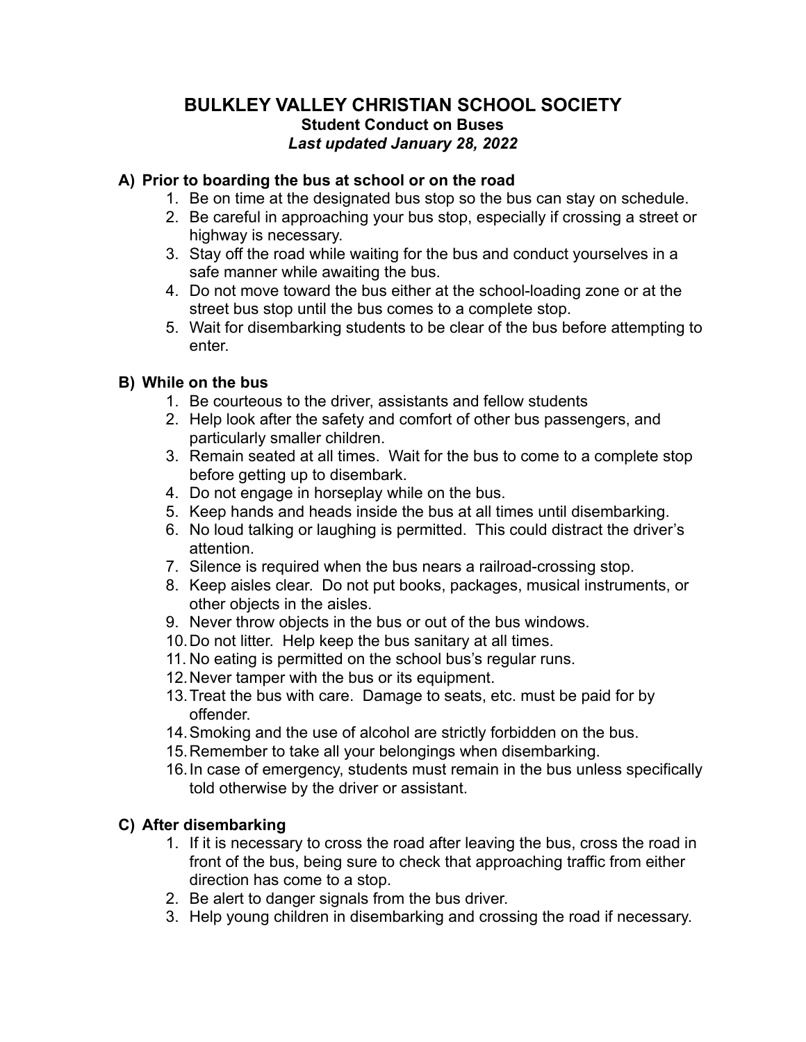# BULKLEY VALLEY CHRISTIAN SCHOOL SOCIETY

## Student Conduct on Buses

***Last updated January 28, 2022***

### A) Prior to boarding the bus at school or on the road

1. Be on time at the designated bus stop so the bus can stay on schedule.
2. Be careful in approaching your bus stop, especially if crossing a street or highway is necessary.
3. Stay off the road while waiting for the bus and conduct yourselves in a safe manner while awaiting the bus.
4. Do not move toward the bus either at the school-loading zone or at the street bus stop until the bus comes to a complete stop.
5. Wait for disembarking students to be clear of the bus before attempting to enter.

### B) While on the bus

1. Be courteous to the driver, assistants and fellow students
2. Help look after the safety and comfort of other bus passengers, and particularly smaller children.
3. Remain seated at all times. Wait for the bus to come to a complete stop before getting up to disembark.
4. Do not engage in horseplay while on the bus.
5. Keep hands and heads inside the bus at all times until disembarking.
6. No loud talking or laughing is permitted. This could distract the driver's attention.
7. Silence is required when the bus nears a railroad-crossing stop.
8. Keep aisles clear. Do not put books, packages, musical instruments, or other objects in the aisles.
9. Never throw objects in the bus or out of the bus windows.
10. Do not litter. Help keep the bus sanitary at all times.
11. No eating is permitted on the school bus's regular runs.
12. Never tamper with the bus or its equipment.
13. Treat the bus with care. Damage to seats, etc. must be paid for by offender.
14. Smoking and the use of alcohol are strictly forbidden on the bus.
15. Remember to take all your belongings when disembarking.
16. In case of emergency, students must remain in the bus unless specifically told otherwise by the driver or assistant.

### C) After disembarking

1. If it is necessary to cross the road after leaving the bus, cross the road in front of the bus, being sure to check that approaching traffic from either direction has come to a stop.
2. Be alert to danger signals from the bus driver.
3. Help young children in disembarking and crossing the road if necessary.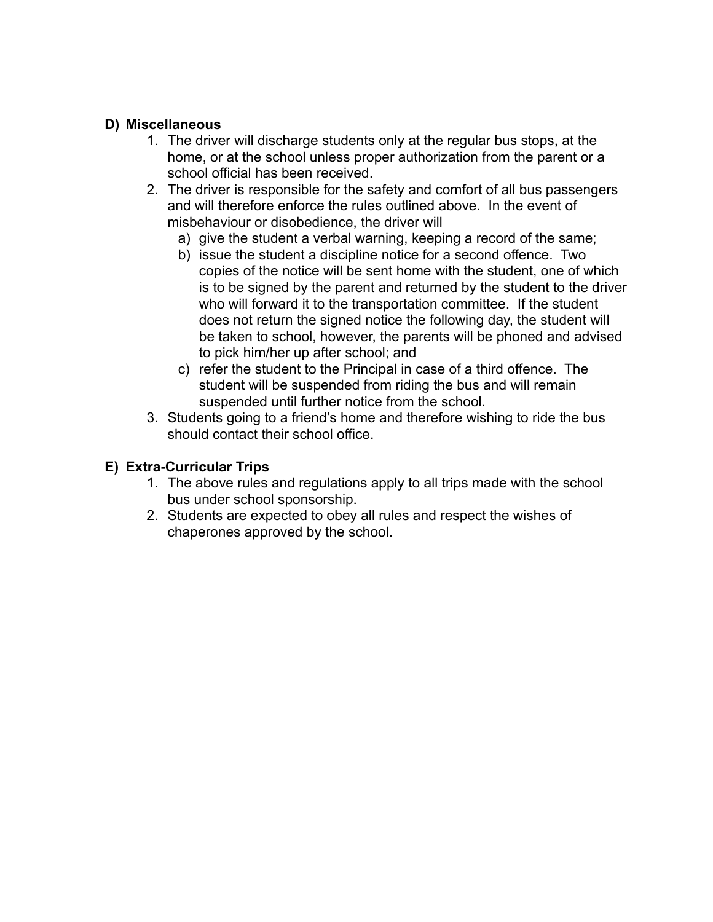## D) Miscellaneous

1. The driver will discharge students only at the regular bus stops, at the home, or at the school unless proper authorization from the parent or a school official has been received.
2. The driver is responsible for the safety and comfort of all bus passengers and will therefore enforce the rules outlined above. In the event of misbehaviour or disobedience, the driver will
   a) give the student a verbal warning, keeping a record of the same;
   b) issue the student a discipline notice for a second offence. Two copies of the notice will be sent home with the student, one of which is to be signed by the parent and returned by the student to the driver who will forward it to the transportation committee. If the student does not return the signed notice the following day, the student will be taken to school, however, the parents will be phoned and advised to pick him/her up after school; and
   c) refer the student to the Principal in case of a third offence. The student will be suspended from riding the bus and will remain suspended until further notice from the school.
3. Students going to a friend's home and therefore wishing to ride the bus should contact their school office.

## E) Extra-Curricular Trips

1. The above rules and regulations apply to all trips made with the school bus under school sponsorship.
2. Students are expected to obey all rules and respect the wishes of chaperones approved by the school.